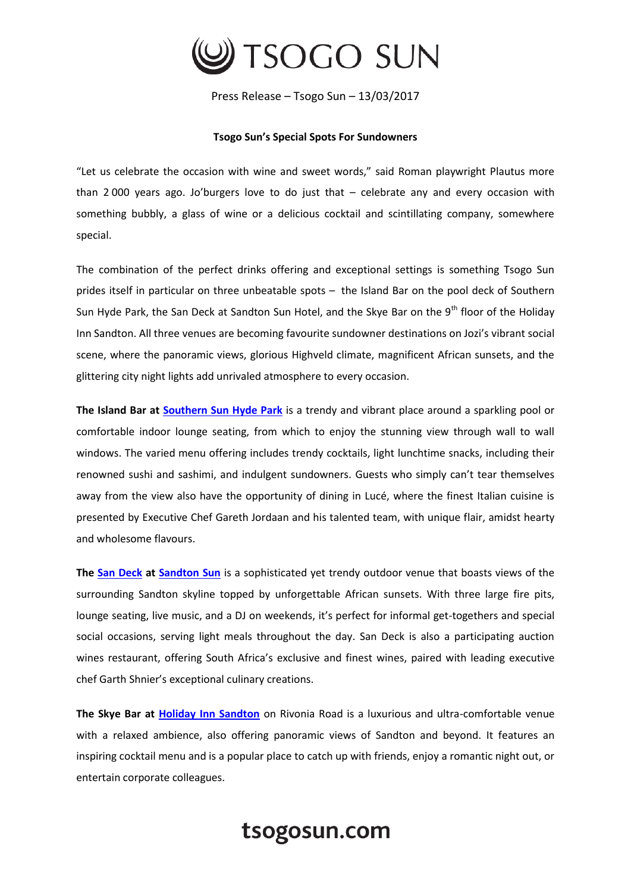# TSOGO SUN

Press Release – Tsogo Sun – 13/03/2017

**Tsogo Sun's Special Spots For Sundowners**

"Let us celebrate the occasion with wine and sweet words," said Roman playwright Plautus more than 2 000 years ago. Jo'burgers love to do just that – celebrate any and every occasion with something bubbly, a glass of wine or a delicious cocktail and scintillating company, somewhere special.

The combination of the perfect drinks offering and exceptional settings is something Tsogo Sun prides itself in particular on three unbeatable spots – the Island Bar on the pool deck of Southern Sun Hyde Park, the San Deck at Sandton Sun Hotel, and the Skye Bar on the 9th floor of the Holiday Inn Sandton. All three venues are becoming favourite sundowner destinations on Jozi's vibrant social scene, where the panoramic views, glorious Highveld climate, magnificent African sunsets, and the glittering city night lights add unrivaled atmosphere to every occasion.

**The Island Bar at Southern Sun Hyde Park** is a trendy and vibrant place around a sparkling pool or comfortable indoor lounge seating, from which to enjoy the stunning view through wall to wall windows. The varied menu offering includes trendy cocktails, light lunchtime snacks, including their renowned sushi and sashimi, and indulgent sundowners. Guests who simply can't tear themselves away from the view also have the opportunity of dining in Lucé, where the finest Italian cuisine is presented by Executive Chef Gareth Jordaan and his talented team, with unique flair, amidst hearty and wholesome flavours.

**The San Deck at Sandton Sun** is a sophisticated yet trendy outdoor venue that boasts views of the surrounding Sandton skyline topped by unforgettable African sunsets. With three large fire pits, lounge seating, live music, and a DJ on weekends, it's perfect for informal get-togethers and special social occasions, serving light meals throughout the day. San Deck is also a participating auction wines restaurant, offering South Africa's exclusive and finest wines, paired with leading executive chef Garth Shnier's exceptional culinary creations.

**The Skye Bar at Holiday Inn Sandton** on Rivonia Road is a luxurious and ultra-comfortable venue with a relaxed ambience, also offering panoramic views of Sandton and beyond. It features an inspiring cocktail menu and is a popular place to catch up with friends, enjoy a romantic night out, or entertain corporate colleagues.

**tsogosun.com**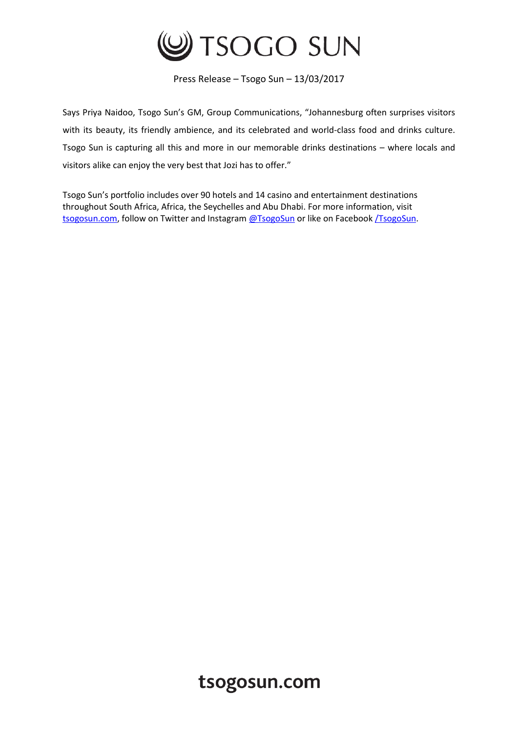Press Release – Tsogo Sun – 13/03/2017

Says Priya Naidoo, Tsogo Sun's GM, Group Communications, "Johannesburg often surprises visitors with its beauty, its friendly ambience, and its celebrated and world-class food and drinks culture. Tsogo Sun is capturing all this and more in our memorable drinks destinations – where locals and visitors alike can enjoy the very best that Jozi has to offer."

Tsogo Sun's portfolio includes over 90 hotels and 14 casino and entertainment destinations throughout South Africa, Africa, the Seychelles and Abu Dhabi. For more information, visit tsogosun.com, follow on Twitter and Instagram @TsogoSun or like on Facebook /TsogoSun.